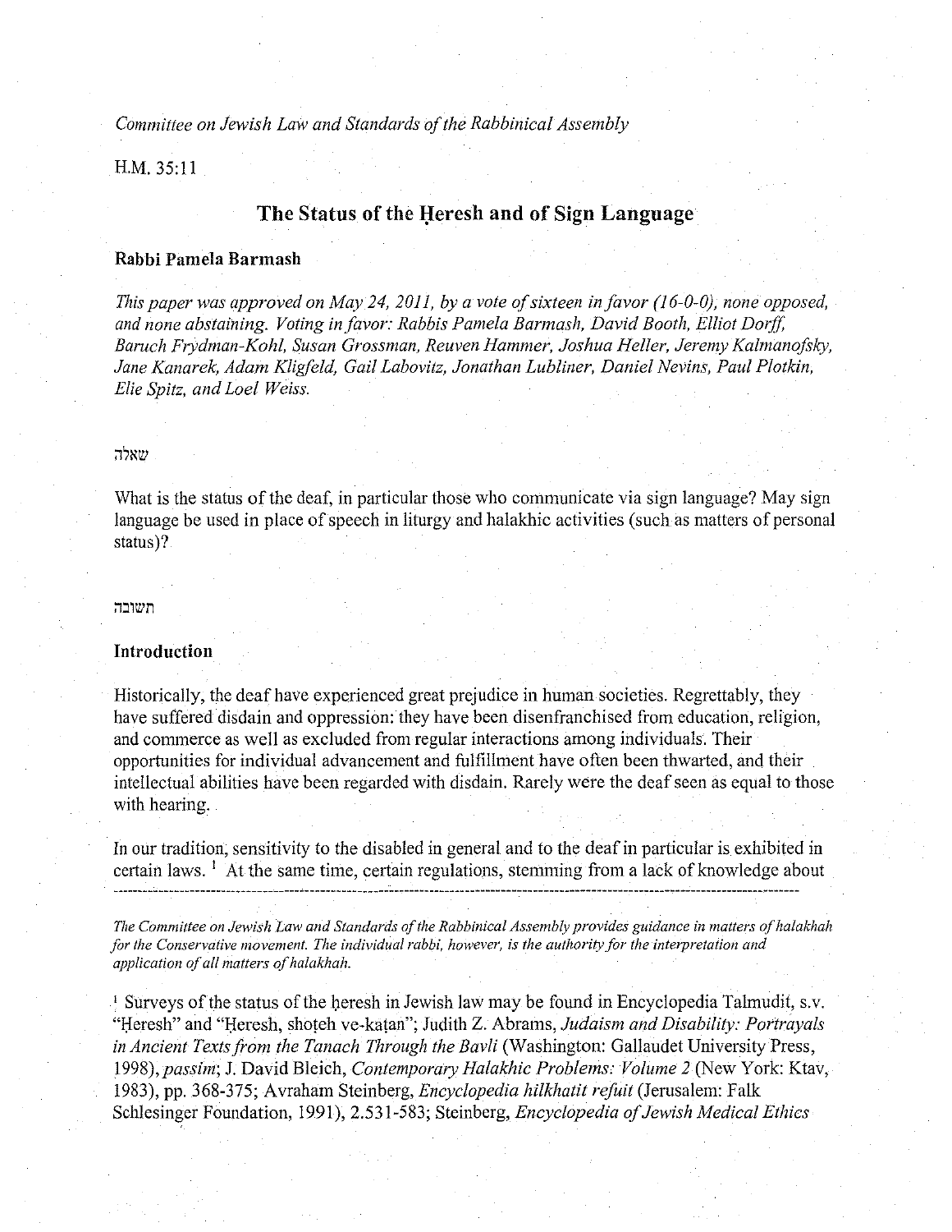*Committee on Jewish Law and Standards of the Rabbinical Assembly*

H.M. 35:11

# The Status of the Ḥeresh and of Sign Language

**Rabbi Pamela Barmash**

*This paper was approved on May 24, 2011, by a vote of sixteen in favor (16-0-0), none opposed, and none abstaining. Voting in favor: Rabbis Pamela Barmash, David Booth, Elliot Dorff, Baruch Frydman-Kohl, Susan Grossman, Reuven Hammer, Joshua Heller, Jeremy Kalmanofsky, Jane Kanarek, Adam Kligfeld, Gail Labovitz, Jonathan Lubliner, Daniel Nevins, Paul Plotkin, Elie Spitz, and Loel Weiss.*

שאלה

What is the status of the deaf, in particular those who communicate via sign language? May sign language be used in place of speech in liturgy and halakhic activities (such as matters of personal status)?

תשובה

## Introduction

Historically, the deaf have experienced great prejudice in human societies. Regrettably, they have suffered disdain and oppression: they have been disenfranchised from education, religion, and commerce as well as excluded from regular interactions among individuals. Their opportunities for individual advancement and fulfillment have often been thwarted, and their intellectual abilities have been regarded with disdain. Rarely were the deaf seen as equal to those with hearing.

In our tradition, sensitivity to the disabled in general and to the deaf in particular is exhibited in certain laws. [1] At the same time, certain regulations, stemming from a lack of knowledge about

---

*The Committee on Jewish Law and Standards of the Rabbinical Assembly provides guidance in matters of halakhah for the Conservative movement. The individual rabbi, however, is the authority for the interpretation and application of all matters of halakhah.*

[1] Surveys of the status of the ḥeresh in Jewish law may be found in Encyclopedia Talmudit, s.v. "Ḥeresh" and "Ḥeresh, shoṭeh ve-kaṭan"; Judith Z. Abrams, *Judaism and Disability: Portrayals in Ancient Texts from the Tanach Through the Bavli* (Washington: Gallaudet University Press, 1998), *passim*; J. David Bleich, *Contemporary Halakhic Problems: Volume 2* (New York: Ktav, 1983), pp. 368-375; Avraham Steinberg, *Encyclopedia hilkhatit refuit* (Jerusalem: Falk Schlesinger Foundation, 1991), 2.531-583; Steinberg, *Encyclopedia of Jewish Medical Ethics*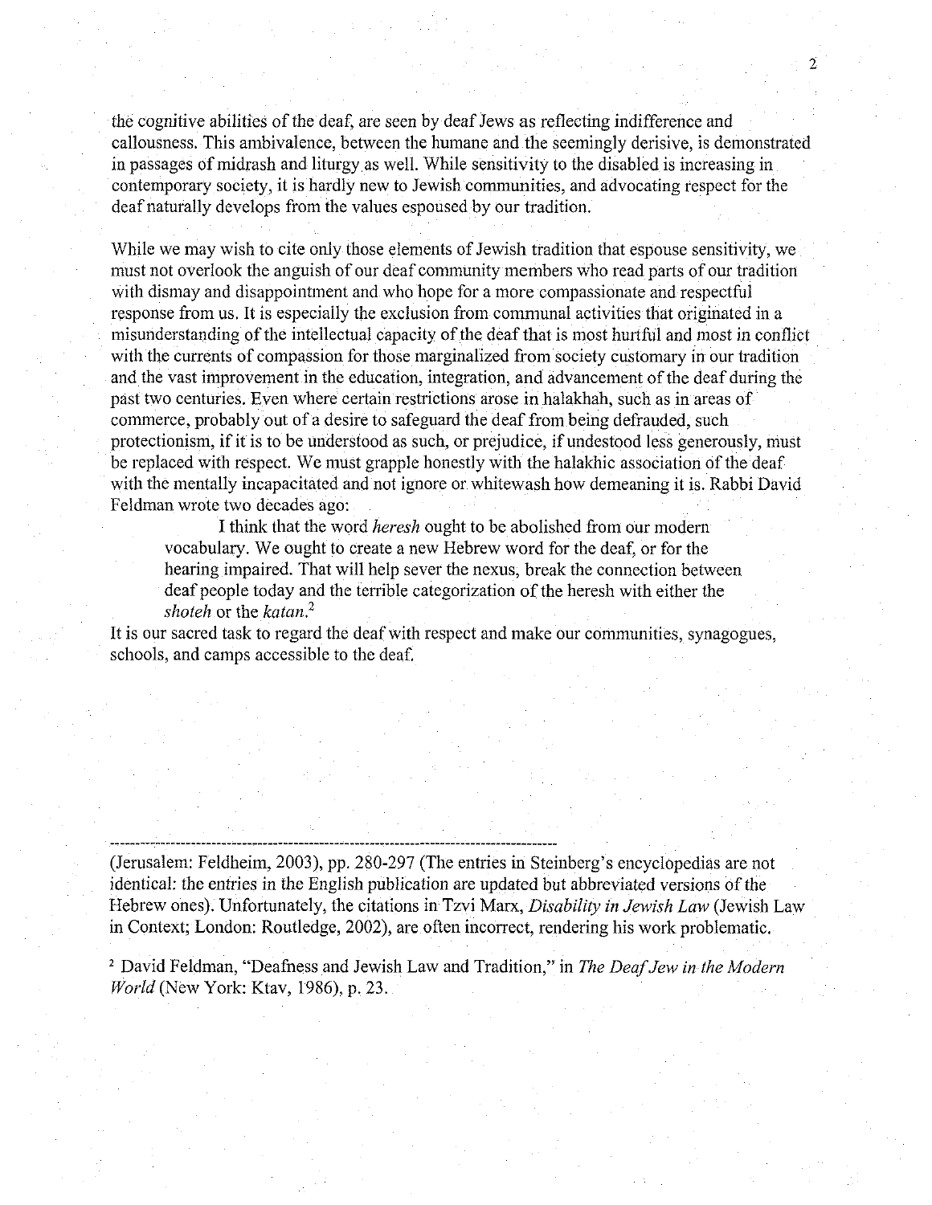the cognitive abilities of the deaf, are seen by deaf Jews as reflecting indifference and callousness. This ambivalence, between the humane and the seemingly derisive, is demonstrated in passages of midrash and liturgy as well. While sensitivity to the disabled is increasing in contemporary society, it is hardly new to Jewish communities, and advocating respect for the deaf naturally develops from the values espoused by our tradition.

While we may wish to cite only those elements of Jewish tradition that espouse sensitivity, we must not overlook the anguish of our deaf community members who read parts of our tradition with dismay and disappointment and who hope for a more compassionate and respectful response from us. It is especially the exclusion from communal activities that originated in a misunderstanding of the intellectual capacity of the deaf that is most hurtful and most in conflict with the currents of compassion for those marginalized from society customary in our tradition and the vast improvement in the education, integration, and advancement of the deaf during the past two centuries. Even where certain restrictions arose in halakhah, such as in areas of commerce, probably out of a desire to safeguard the deaf from being defrauded, such protectionism, if it is to be understood as such, or prejudice, if undestood less generously, must be replaced with respect. We must grapple honestly with the halakhic association of the deaf with the mentally incapacitated and not ignore or whitewash how demeaning it is. Rabbi David Feldman wrote two decades ago:

> I think that the word *heresh* ought to be abolished from our modern vocabulary. We ought to create a new Hebrew word for the deaf, or for the hearing impaired. That will help sever the nexus, break the connection between deaf people today and the terrible categorization of the heresh with either the *shoteh* or the *katan*.[2]

It is our sacred task to regard the deaf with respect and make our communities, synagogues, schools, and camps accessible to the deaf.

---

(Jerusalem: Feldheim, 2003), pp. 280-297 (The entries in Steinberg's encyclopedias are not identical: the entries in the English publication are updated but abbreviated versions of the Hebrew ones). Unfortunately, the citations in Tzvi Marx, *Disability in Jewish Law* (Jewish Law in Context; London: Routledge, 2002), are often incorrect, rendering his work problematic.

[2] David Feldman, "Deafness and Jewish Law and Tradition," in *The Deaf Jew in the Modern World* (New York: Ktav, 1986), p. 23.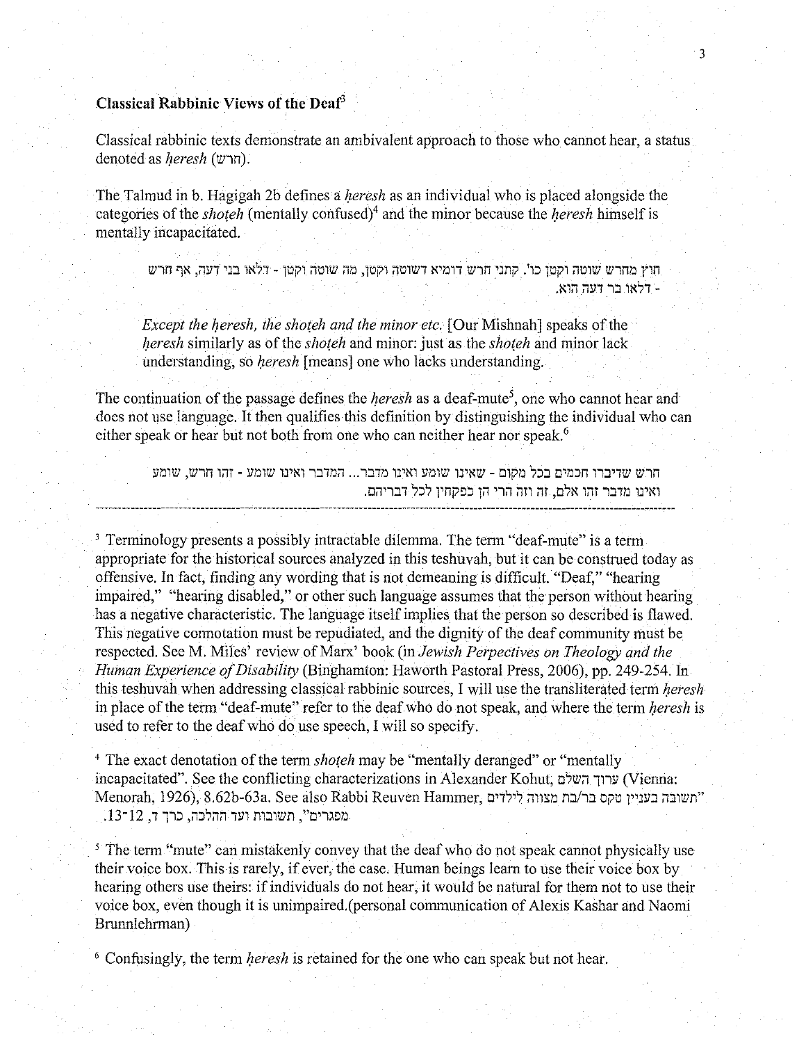## Classical Rabbinic Views of the Deaf[3]

Classical rabbinic texts demonstrate an ambivalent approach to those who cannot hear, a status denoted as *ḥeresh* (חרש).

The Talmud in b. Hagigah 2b defines a *ḥeresh* as an individual who is placed alongside the categories of the *shoṭeh* (mentally confused)[4] and the minor because the *ḥeresh* himself is mentally incapacitated.

> חוץ מחרש שוטה וקטן כו'. קתני חרש דומיא דשוטה וקטן, מה שוטה וקטן - דלאו בני דעה, אף חרש - דלאו בר דעה הוא.
>
> *Except the ḥeresh, the shoṭeh and the minor etc.* [Our Mishnah] speaks of the *ḥeresh* similarly as of the *shoṭeh* and minor: just as the *shoṭeh* and minor lack understanding, so *ḥeresh* [means] one who lacks understanding.

The continuation of the passage defines the *ḥeresh* as a deaf-mute[5], one who cannot hear and does not use language. It then qualifies this definition by distinguishing the individual who can either speak or hear but not both from one who can neither hear nor speak.[6]

> חרש שדיברו חכמים בכל מקום - שאינו שומע ואינו מדבר... המדבר ואינו שומע - זהו חרש, שומע ואינו מדבר זהו אלם, זה וזה הרי הן כפקחין לכל דבריהם.

---

[3] Terminology presents a possibly intractable dilemma. The term "deaf-mute" is a term appropriate for the historical sources analyzed in this teshuvah, but it can be construed today as offensive. In fact, finding any wording that is not demeaning is difficult. "Deaf," "hearing impaired," "hearing disabled," or other such language assumes that the person without hearing has a negative characteristic. The language itself implies that the person so described is flawed. This negative connotation must be repudiated, and the dignity of the deaf community must be respected. See M. Miles' review of Marx' book (in *Jewish Perpectives on Theology and the Human Experience of Disability* (Binghamton: Haworth Pastoral Press, 2006), pp. 249-254. In this teshuvah when addressing classical rabbinic sources, I will use the transliterated term *ḥeresh* in place of the term "deaf-mute" refer to the deaf who do not speak, and where the term *ḥeresh* is used to refer to the deaf who do use speech, I will so specify.

[4] The exact denotation of the term *shoṭeh* may be "mentally deranged" or "mentally incapacitated". See the conflicting characterizations in Alexander Kohut, ערוך השלם (Vienna: Menorah, 1926), 8.62b-63a. See also Rabbi Reuven Hammer, "תשובה בעניין טקס בר/בת מצווה לילדים מפגרים", תשובות ועד ההלכה, כרך ד, 12-13.

[5] The term "mute" can mistakenly convey that the deaf who do not speak cannot physically use their voice box. This is rarely, if ever, the case. Human beings learn to use their voice box by hearing others use theirs: if individuals do not hear, it would be natural for them not to use their voice box, even though it is unimpaired.(personal communication of Alexis Kashar and Naomi Brunnlehrman)

[6] Confusingly, the term *ḥeresh* is retained for the one who can speak but not hear.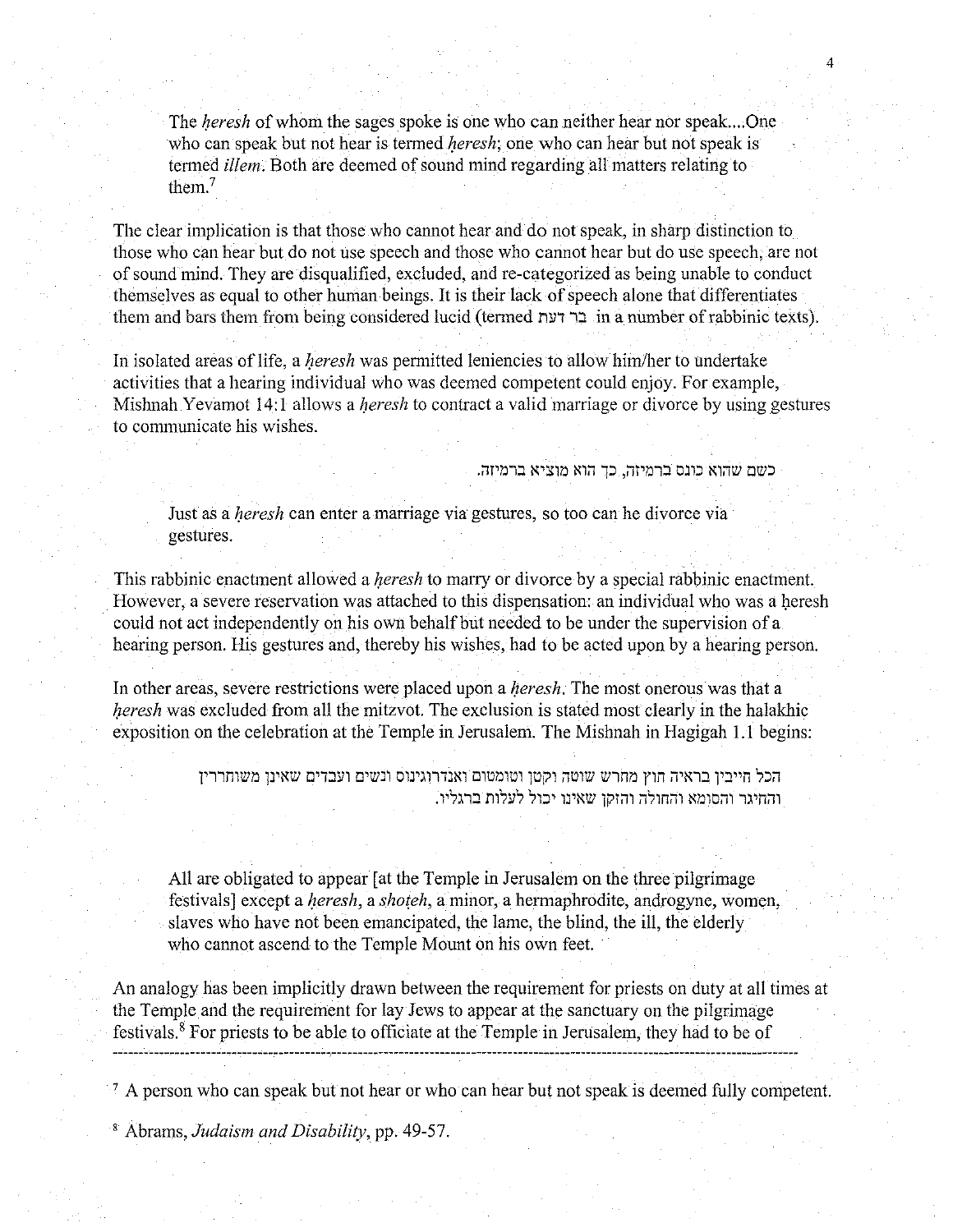> The *ḥeresh* of whom the sages spoke is one who can neither hear nor speak....One who can speak but not hear is termed *ḥeresh*; one who can hear but not speak is termed *illem*. Both are deemed of sound mind regarding all matters relating to them.[7]

The clear implication is that those who cannot hear and do not speak, in sharp distinction to those who can hear but do not use speech and those who cannot hear but do use speech, are not of sound mind. They are disqualified, excluded, and re-categorized as being unable to conduct themselves as equal to other human beings. It is their lack of speech alone that differentiates them and bars them from being considered lucid (termed בר דעת in a number of rabbinic texts).

In isolated areas of life, a *ḥeresh* was permitted leniencies to allow him/her to undertake activities that a hearing individual who was deemed competent could enjoy. For example, Mishnah Yevamot 14:1 allows a *ḥeresh* to contract a valid marriage or divorce by using gestures to communicate his wishes.

כשם שהוא כונס ברמיזה, כך הוא מוציא ברמיזה.

> Just as a *ḥeresh* can enter a marriage via gestures, so too can he divorce via gestures.

This rabbinic enactment allowed a *ḥeresh* to marry or divorce by a special rabbinic enactment. However, a severe reservation was attached to this dispensation: an individual who was a ḥeresh could not act independently on his own behalf but needed to be under the supervision of a hearing person. His gestures and, thereby his wishes, had to be acted upon by a hearing person.

In other areas, severe restrictions were placed upon a *ḥeresh*. The most onerous was that a *ḥeresh* was excluded from all the mitzvot. The exclusion is stated most clearly in the halakhic exposition on the celebration at the Temple in Jerusalem. The Mishnah in Hagigah 1.1 begins:

הכל חייבין בראיה חוץ מחרש שוטה וקטן וטומטום ואנדרוגינוס ונשים ועבדים שאינן משוחררין והחיגר והסומא והחולה והזקן שאינו יכול לעלות ברגליו.

> All are obligated to appear [at the Temple in Jerusalem on the three pilgrimage festivals] except a *ḥeresh*, a *shoṭeh*, a minor, a hermaphrodite, androgyne, women, slaves who have not been emancipated, the lame, the blind, the ill, the elderly who cannot ascend to the Temple Mount on his own feet.

An analogy has been implicitly drawn between the requirement for priests on duty at all times at the Temple and the requirement for lay Jews to appear at the sanctuary on the pilgrimage festivals.[8] For priests to be able to officiate at the Temple in Jerusalem, they had to be of

---

[7] A person who can speak but not hear or who can hear but not speak is deemed fully competent.

[8] Abrams, *Judaism and Disability*, pp. 49-57.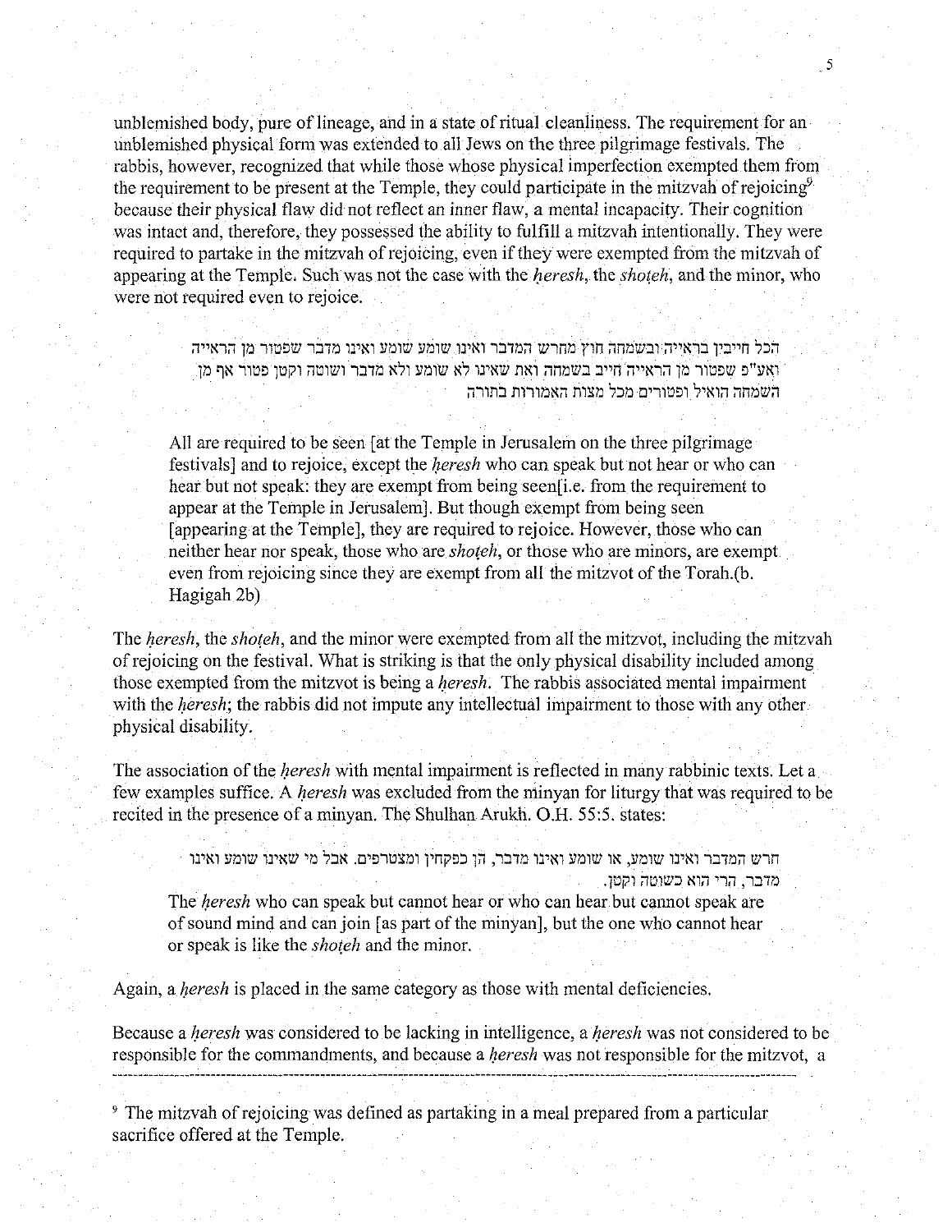unblemished body, pure of lineage, and in a state of ritual cleanliness. The requirement for an unblemished physical form was extended to all Jews on the three pilgrimage festivals. The rabbis, however, recognized that while those whose physical imperfection exempted them from the requirement to be present at the Temple, they could participate in the mitzvah of rejoicing[9] because their physical flaw did not reflect an inner flaw, a mental incapacity. Their cognition was intact and, therefore, they possessed the ability to fulfill a mitzvah intentionally. They were required to partake in the mitzvah of rejoicing, even if they were exempted from the mitzvah of appearing at the Temple. Such was not the case with the *heresh*, the *shoteh*, and the minor, who were not required even to rejoice.

> הכל חייבין בראייה ובשמחה חוץ מחרש המדבר ואינו שומע שומע ואינו מדבר שפטור מן הראייה ואע"פ שפטור מן הראייה חייב בשמחה ואת שאינו לא שומע ולא מדבר ושוטה וקטן פטור אף מן השמחה הואיל ופטורים מכל מצות האמורות בתורה
>
> All are required to be seen [at the Temple in Jerusalem on the three pilgrimage festivals] and to rejoice, except the *heresh* who can speak but not hear or who can hear but not speak: they are exempt from being seen[i.e. from the requirement to appear at the Temple in Jerusalem]. But though exempt from being seen [appearing at the Temple], they are required to rejoice. However, those who can neither hear nor speak, those who are *shoteh*, or those who are minors, are exempt even from rejoicing since they are exempt from all the mitzvot of the Torah.(b. Hagigah 2b)

The *heresh*, the *shoteh*, and the minor were exempted from all the mitzvot, including the mitzvah of rejoicing on the festival. What is striking is that the only physical disability included among those exempted from the mitzvot is being a *heresh*. The rabbis associated mental impairment with the *heresh*; the rabbis did not impute any intellectual impairment to those with any other physical disability.

The association of the *heresh* with mental impairment is reflected in many rabbinic texts. Let a few examples suffice. A *heresh* was excluded from the minyan for liturgy that was required to be recited in the presence of a minyan. The Shulhan Arukh. O.H. 55:5. states:

> חרש המדבר ואינו שומע, או שומע ואינו מדבר, הן כפקחין ומצטרפים. אבל מי שאינו שומע ואינו מדבר, הרי הוא כשוטה וקטן.
>
> The *heresh* who can speak but cannot hear or who can hear but cannot speak are of sound mind and can join [as part of the minyan], but the one who cannot hear or speak is like the *shoteh* and the minor.

Again, a *heresh* is placed in the same category as those with mental deficiencies.

Because a *heresh* was considered to be lacking in intelligence, a *heresh* was not considered to be responsible for the commandments, and because a *heresh* was not responsible for the mitzvot, a

---

[9] The mitzvah of rejoicing was defined as partaking in a meal prepared from a particular sacrifice offered at the Temple.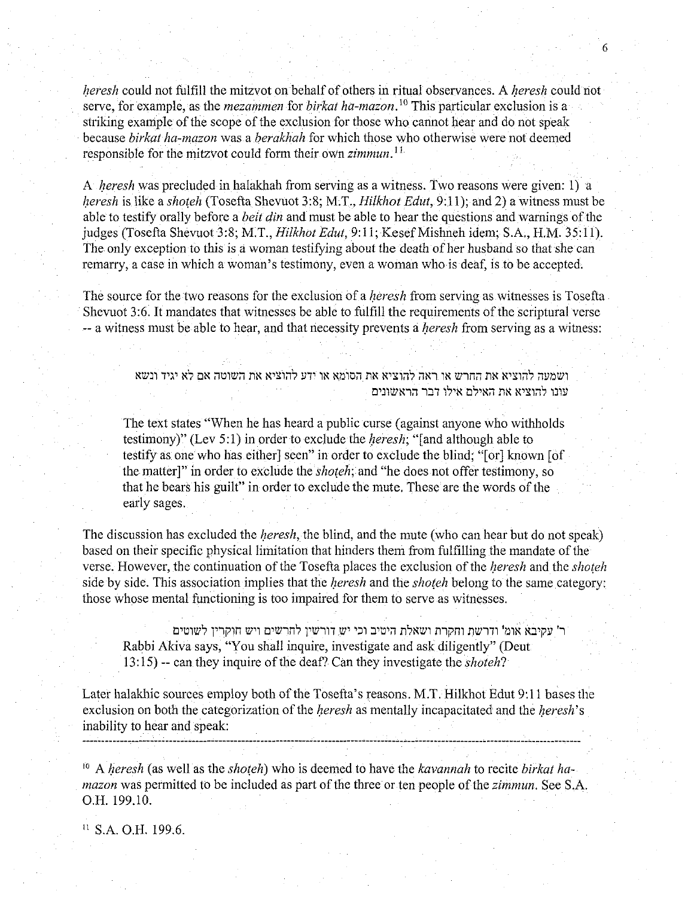*ḥeresh* could not fulfill the mitzvot on behalf of others in ritual observances. A *ḥeresh* could not serve, for example, as the *mezammen* for *birkat ha-mazon*.[10] This particular exclusion is a striking example of the scope of the exclusion for those who cannot hear and do not speak because *birkat ha-mazon* was a *berakhah* for which those who otherwise were not deemed responsible for the mitzvot could form their own *zimmun*.[11]

A *ḥeresh* was precluded in halakhah from serving as a witness. Two reasons were given: 1) a *ḥeresh* is like a *shoṭeh* (Tosefta Shevuot 3:8; M.T., *Hilkhot Edut*, 9:11); and 2) a witness must be able to testify orally before a *beit din* and must be able to hear the questions and warnings of the judges (Tosefta Shevuot 3:8; M.T., *Hilkhot Edut*, 9:11; Kesef Mishneh idem; S.A., H.M. 35:11). The only exception to this is a woman testifying about the death of her husband so that she can remarry, a case in which a woman's testimony, even a woman who is deaf, is to be accepted.

The source for the two reasons for the exclusion of a *ḥeresh* from serving as witnesses is Tosefta Shevuot 3:6. It mandates that witnesses be able to fulfill the requirements of the scriptural verse -- a witness must be able to hear, and that necessity prevents a *ḥeresh* from serving as a witness:

> ושמעה להוציא את החרש או ראה להוציא את הסומא או ידע להוציא את השוטה אם לא יגיד ונשא עונו להוציא את האילם אילו דבר הראשונים
>
> The text states "When he has heard a public curse (against anyone who withholds testimony)" (Lev 5:1) in order to exclude the *ḥeresh*; "[and although able to testify as one who has either] seen" in order to exclude the blind; "[or] known [of the matter]" in order to exclude the *shoṭeh*; and "he does not offer testimony, so that he bears his guilt" in order to exclude the mute. These are the words of the early sages.

The discussion has excluded the *ḥeresh*, the blind, and the mute (who can hear but do not speak) based on their specific physical limitation that hinders them from fulfilling the mandate of the verse. However, the continuation of the Tosefta places the exclusion of the *ḥeresh* and the *shoṭeh* side by side. This association implies that the *ḥeresh* and the *shoṭeh* belong to the same category: those whose mental functioning is too impaired for them to serve as witnesses.

> ר' עקיבא אומ' ודרשת וחקרת ושאלת היטב וכי יש דורשין לחרשים ויש חוקרין לשוטים
> Rabbi Akiva says, "You shall inquire, investigate and ask diligently" (Deut 13:15) -- can they inquire of the deaf? Can they investigate the *shoteh*?

Later halakhic sources employ both of the Tosefta's reasons. M.T. Hilkhot Edut 9:11 bases the exclusion on both the categorization of the *ḥeresh* as mentally incapacitated and the *ḥeresh*'s inability to hear and speak:

---

[10] A *ḥeresh* (as well as the *shoṭeh*) who is deemed to have the *kavannah* to recite *birkat ha-mazon* was permitted to be included as part of the three or ten people of the *zimmun*. See S.A. O.H. 199.10.

[11] S.A. O.H. 199.6.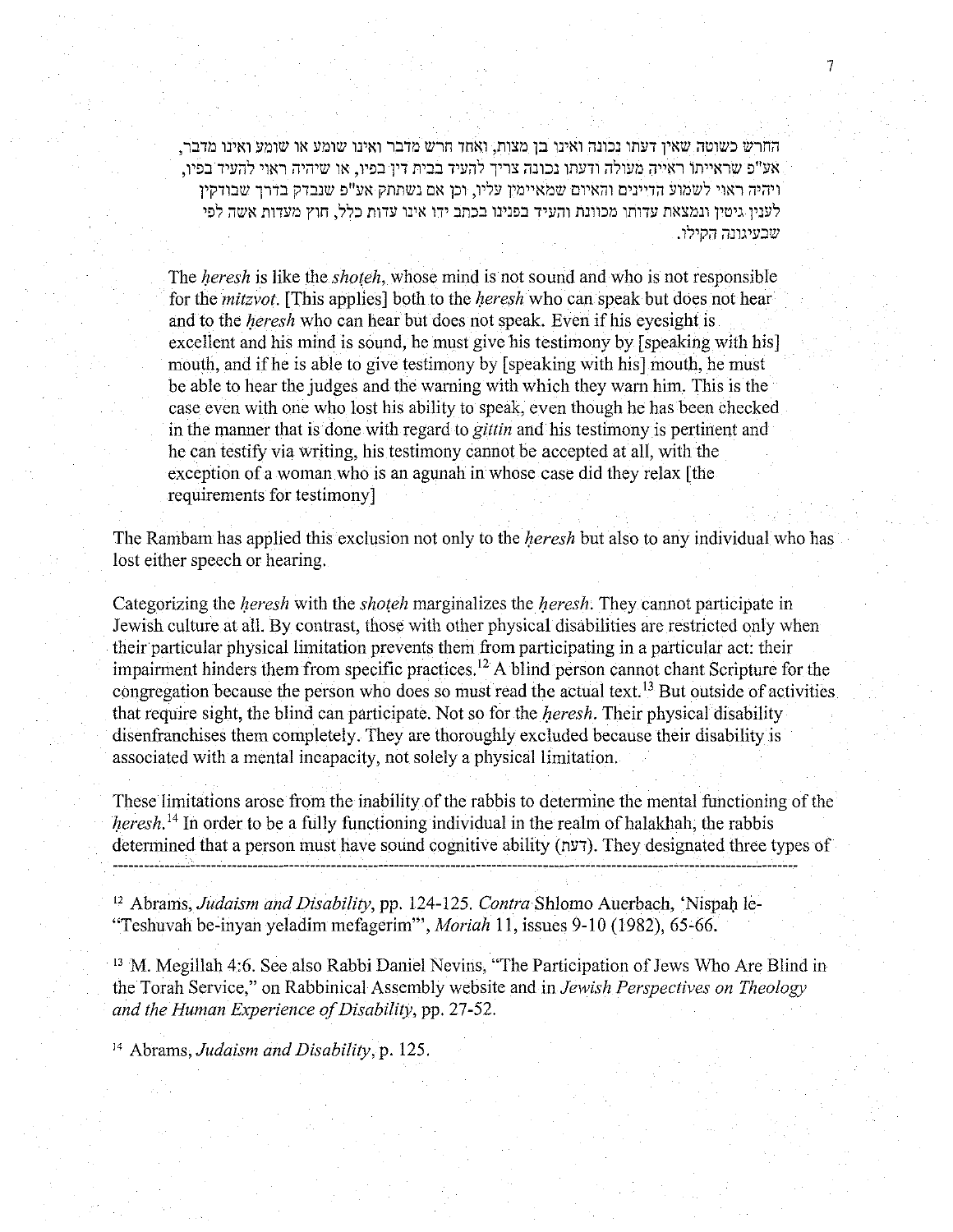החרש כשוטה שאין דעתו נכונה ואינו בן מצות, ואחד חרש מדבר ואינו שומע או שומע ואינו מדבר, אע"פ שראייתו ראייה מעולה ודעתו נכונה צריך להעיד בבית דין בפיו, או שיהיה ראוי להעיד בפיו, ויהיה ראוי לשמוע הדיינים והאיום שמאיימין עליו, וכן אם נשתתק אע"פ שנבדק בדרך שבודקין לענין גיטין ונמצאת עדותו מכוונת והעיד בפנינו בכתב ידו אינו עדות כלל, חוץ מעדות אשה לפי שבעיגונה הקילו.

> The *ḥeresh* is like the *shoṭeh*, whose mind is not sound and who is not responsible for the *mitzvot*. [This applies] both to the *ḥeresh* who can speak but does not hear and to the *ḥeresh* who can hear but does not speak. Even if his eyesight is excellent and his mind is sound, he must give his testimony by [speaking with his] mouth, and if he is able to give testimony by [speaking with his] mouth, he must be able to hear the judges and the warning with which they warn him. This is the case even with one who lost his ability to speak, even though he has been checked in the manner that is done with regard to *gittin* and his testimony is pertinent and he can testify via writing, his testimony cannot be accepted at all, with the exception of a woman who is an agunah in whose case did they relax [the requirements for testimony]

The Rambam has applied this exclusion not only to the *ḥeresh* but also to any individual who has lost either speech or hearing.

Categorizing the *ḥeresh* with the *shoṭeh* marginalizes the *ḥeresh*. They cannot participate in Jewish culture at all. By contrast, those with other physical disabilities are restricted only when their particular physical limitation prevents them from participating in a particular act: their impairment hinders them from specific practices.[12] A blind person cannot chant Scripture for the congregation because the person who does so must read the actual text.[13] But outside of activities that require sight, the blind can participate. Not so for the *ḥeresh*. Their physical disability disenfranchises them completely. They are thoroughly excluded because their disability is associated with a mental incapacity, not solely a physical limitation.

These limitations arose from the inability of the rabbis to determine the mental functioning of the *ḥeresh*.[14] In order to be a fully functioning individual in the realm of halakhah, the rabbis determined that a person must have sound cognitive ability (דעת). They designated three types of

---

[12] Abrams, *Judaism and Disability*, pp. 124-125. *Contra* Shlomo Auerbach, 'Nispaḥ le-"Teshuvah be-inyan yeladim mefagerim"', *Moriah* 11, issues 9-10 (1982), 65-66.

[13] M. Megillah 4:6. See also Rabbi Daniel Nevins, "The Participation of Jews Who Are Blind in the Torah Service," on Rabbinical Assembly website and in *Jewish Perspectives on Theology and the Human Experience of Disability*, pp. 27-52.

[14] Abrams, *Judaism and Disability*, p. 125.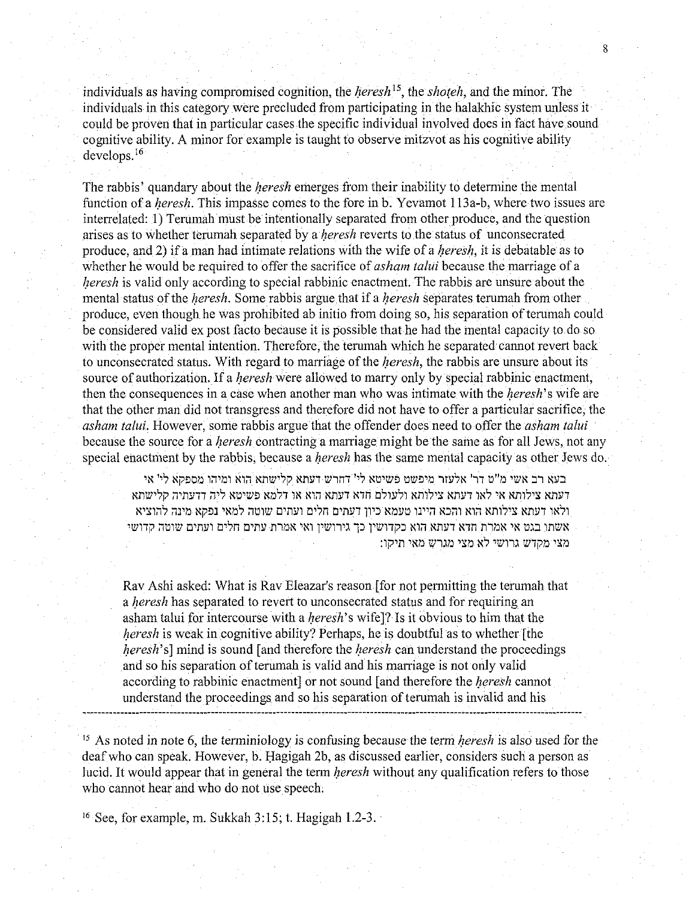individuals as having compromised cognition, the *ḥeresh*[15], the *shoṭeh*, and the minor. The individuals in this category were precluded from participating in the halakhic system unless it could be proven that in particular cases the specific individual involved does in fact have sound cognitive ability. A minor for example is taught to observe mitzvot as his cognitive ability develops.[16]

The rabbis' quandary about the *ḥeresh* emerges from their inability to determine the mental function of a *ḥeresh*. This impasse comes to the fore in b. Yevamot 113a-b, where two issues are interrelated: 1) Terumah must be intentionally separated from other produce, and the question arises as to whether terumah separated by a *ḥeresh* reverts to the status of unconsecrated produce, and 2) if a man had intimate relations with the wife of a *ḥeresh*, it is debatable as to whether he would be required to offer the sacrifice of *asham talui* because the marriage of a *ḥeresh* is valid only according to special rabbinic enactment. The rabbis are unsure about the mental status of the *ḥeresh*. Some rabbis argue that if a *ḥeresh* separates terumah from other produce, even though he was prohibited ab initio from doing so, his separation of terumah could be considered valid ex post facto because it is possible that he had the mental capacity to do so with the proper mental intention. Therefore, the terumah which he separated cannot revert back to unconsecrated status. With regard to marriage of the *ḥeresh*, the rabbis are unsure about its source of authorization. If a *ḥeresh* were allowed to marry only by special rabbinic enactment, then the consequences in a case when another man who was intimate with the *ḥeresh*'s wife are that the other man did not transgress and therefore did not have to offer a particular sacrifice, the *asham talui*. However, some rabbis argue that the offender does need to offer the *asham talui* because the source for a *ḥeresh* contracting a marriage might be the same as for all Jews, not any special enactment by the rabbis, because a *ḥeresh* has the same mental capacity as other Jews do.

> בעא רב אשי מ"ט דר' אלעזר מיפשט פשיטא לי' דחרש דעתא קלישתא הוא ומיהו מספקא לי' אי דעתא צילותא אי לאו דעתא צילותא ולעולם חדא דעתא הוא או דלמא פשיטא ליה דדעתיה קלישתא ולאו דעתא צילותא הוא והכא היינו טעמא כיון דעתים חלים ועתים שוטה למאי נפקא מינה להוציא אשתו בגט אי אמרת חדא דעתא הוא כקדושין כך גירושין ואי אמרת עתים חלים ועתים שוטה קדושי מצי מקדש גרושי לא מצי מגרש מאי תיקו:
>
> Rav Ashi asked: What is Rav Eleazar's reason [for not permitting the terumah that a *ḥeresh* has separated to revert to unconsecrated status and for requiring an asham talui for intercourse with a *ḥeresh*'s wife]? Is it obvious to him that the *ḥeresh* is weak in cognitive ability? Perhaps, he is doubtful as to whether [the *ḥeresh*'s] mind is sound [and therefore the *ḥeresh* can understand the proceedings and so his separation of terumah is valid and his marriage is not only valid according to rabbinic enactment] or not sound [and therefore the *ḥeresh* cannot understand the proceedings and so his separation of terumah is invalid and his

---

[15] As noted in note 6, the terminiology is confusing because the term *ḥeresh* is also used for the deaf who can speak. However, b. Ḥagigah 2b, as discussed earlier, considers such a person as lucid. It would appear that in general the term *ḥeresh* without any qualification refers to those who cannot hear and who do not use speech.

[16] See, for example, m. Sukkah 3:15; t. Hagigah 1.2-3.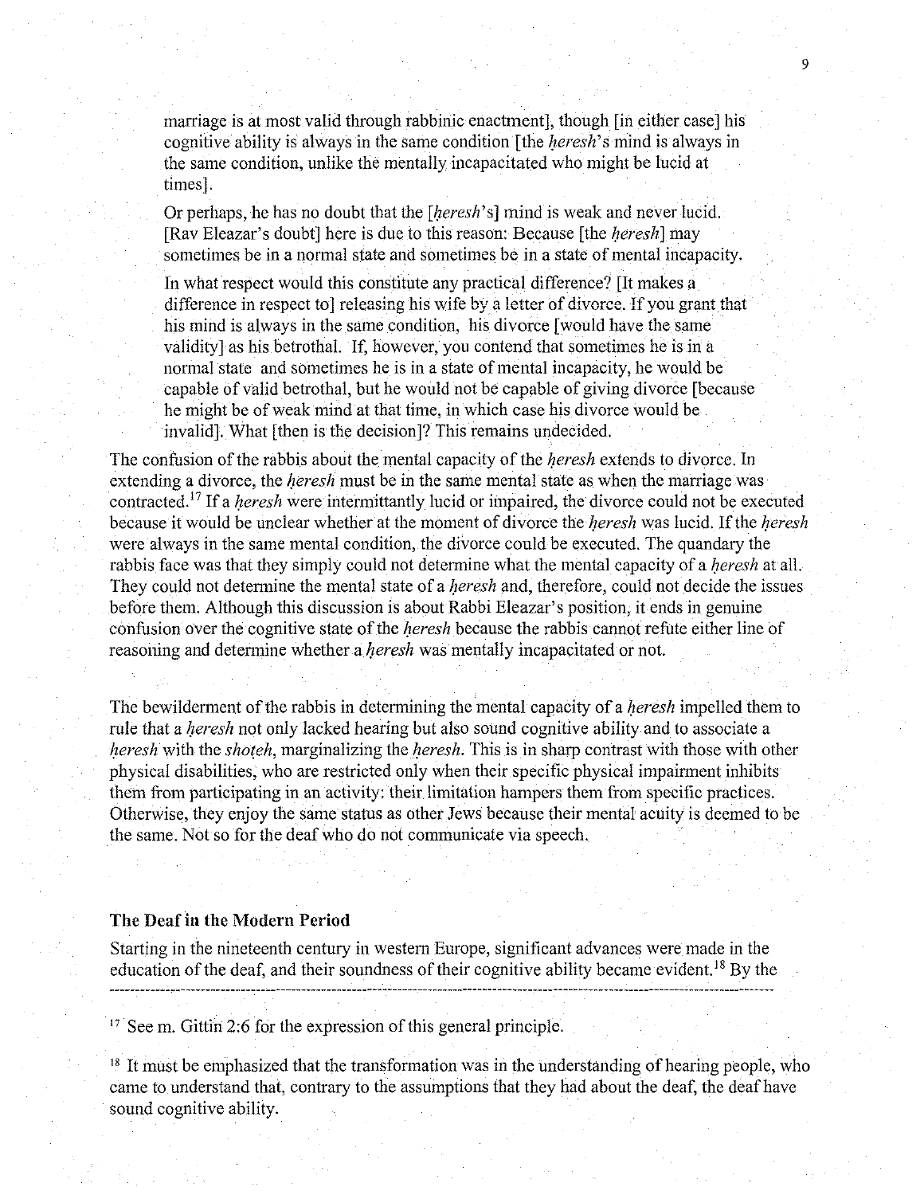> marriage is at most valid through rabbinic enactment], though [in either case] his cognitive ability is always in the same condition [the *ḥeresh*'s mind is always in the same condition, unlike the mentally incapacitated who might be lucid at times].
>
> Or perhaps, he has no doubt that the [*ḥeresh*'s] mind is weak and never lucid. [Rav Eleazar's doubt] here is due to this reason: Because [the *ḥeresh*] may sometimes be in a normal state and sometimes be in a state of mental incapacity.
>
> In what respect would this constitute any practical difference? [It makes a difference in respect to] releasing his wife by a letter of divorce. If you grant that his mind is always in the same condition, his divorce [would have the same validity] as his betrothal. If, however, you contend that sometimes he is in a normal state and sometimes he is in a state of mental incapacity, he would be capable of valid betrothal, but he would not be capable of giving divorce [because he might be of weak mind at that time, in which case his divorce would be invalid]. What [then is the decision]? This remains undecided.

The confusion of the rabbis about the mental capacity of the *ḥeresh* extends to divorce. In extending a divorce, the *ḥeresh* must be in the same mental state as when the marriage was contracted.[17] If a *ḥeresh* were intermittantly lucid or impaired, the divorce could not be executed because it would be unclear whether at the moment of divorce the *ḥeresh* was lucid. If the *ḥeresh* were always in the same mental condition, the divorce could be executed. The quandary the rabbis face was that they simply could not determine what the mental capacity of a *ḥeresh* at all. They could not determine the mental state of a *ḥeresh* and, therefore, could not decide the issues before them. Although this discussion is about Rabbi Eleazar's position, it ends in genuine confusion over the cognitive state of the *ḥeresh* because the rabbis cannot refute either line of reasoning and determine whether a *ḥeresh* was mentally incapacitated or not.

The bewilderment of the rabbis in determining the mental capacity of a *ḥeresh* impelled them to rule that a *ḥeresh* not only lacked hearing but also sound cognitive ability and to associate a *ḥeresh* with the *shoṭeh*, marginalizing the *ḥeresh*. This is in sharp contrast with those with other physical disabilities, who are restricted only when their specific physical impairment inhibits them from participating in an activity: their limitation hampers them from specific practices. Otherwise, they enjoy the same status as other Jews because their mental acuity is deemed to be the same. Not so for the deaf who do not communicate via speech.

### The Deaf in the Modern Period

Starting in the nineteenth century in western Europe, significant advances were made in the education of the deaf, and their soundness of their cognitive ability became evident.[18] By the

---

[17] See m. Gittin 2:6 for the expression of this general principle.

[18] It must be emphasized that the transformation was in the understanding of hearing people, who came to understand that, contrary to the assumptions that they had about the deaf, the deaf have sound cognitive ability.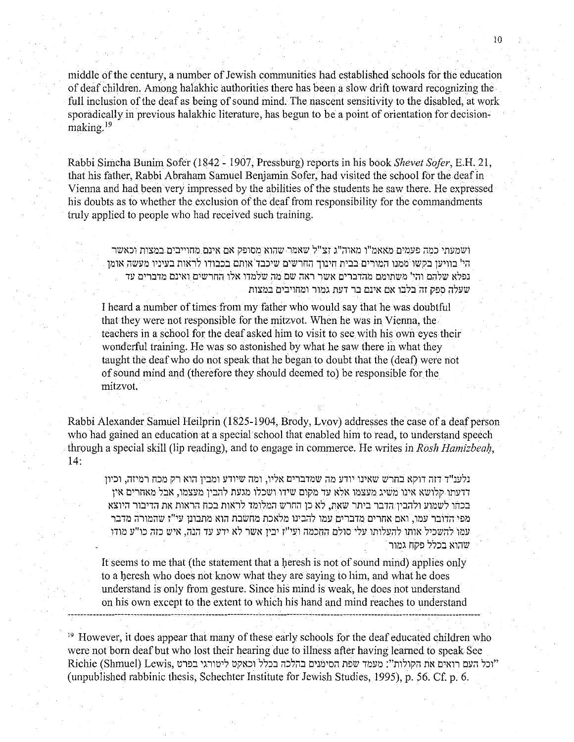middle of the century, a number of Jewish communities had established schools for the education of deaf children. Among halakhic authorities there has been a slow drift toward recognizing the full inclusion of the deaf as being of sound mind. The nascent sensitivity to the disabled, at work sporadically in previous halakhic literature, has begun to be a point of orientation for decision-making.[19]

Rabbi Simcha Bunim Sofer (1842 - 1907, Pressburg) reports in his book *Shevet Sofer*, E.H. 21, that his father, Rabbi Abraham Samuel Benjamin Sofer, had visited the school for the deaf in Vienna and had been very impressed by the abilities of the students he saw there. He expressed his doubts as to whether the exclusion of the deaf from responsibility for the commandments truly applied to people who had received such training.

> ושמעתי כמה פעמים מאאמ"ו מאוה"ג זצ"ל שאמר שהוא מסופק אם אינם מחוייבים במצות וכאשר הי' בוויען בקשו ממנו המורים בבית חינוך החרשים שיכבד אותם בכבודו לראות בעיניו מעשה אומן נפלא שלהם והי' משתומם מהדברים אשר ראה שם מה שלמדו אלו החרשים ואינם מדברים עד שעלה ספק זה בלבו אם אינם בר דעת גמור ומחויבים במצות
>
> I heard a number of times from my father who would say that he was doubtful that they were not responsible for the mitzvot. When he was in Vienna, the teachers in a school for the deaf asked him to visit to see with his own eyes their wonderful training. He was so astonished by what he saw there in what they taught the deaf who do not speak that he began to doubt that the (deaf) were not of sound mind and (therefore they should deemed to) be responsible for the mitzvot.

Rabbi Alexander Samuel Heilprin (1825-1904, Brody, Lvov) addresses the case of a deaf person who had gained an education at a special school that enabled him to read, to understand speech through a special skill (lip reading), and to engage in commerce. He writes in *Rosh Hamizbeaḥ*, 14:

> נלענ"ד דזה דוקא בחרש שאינו יודע מה שמדברים אליו, ומה שיודע ומבין הוא רק מכח רמיזה, וכיון דדעתו קלושא אינו משיג מעצמו אלא עד מקום שידו ושכלו מגעת להבין מעצמו, אבל מאחרים אין בכחו לשמוע ולהבין הדבר ביתר שאת, לא כן החרש המלומד לראות בכח הראות את הדיבור היוצא מפי הדובר עמו, ואם אחרים מדברים עמו להבינו מלאכת מחשבת הוא מתבונן עי"ז שהמורה מדבר עמו להשכיל אותו להעלותו עלי סולם החכמה ועי"ז יבין אשר לא ידע עד הנה, איש כזה כו"ע מודו שהוא בכלל פקח גמור
>
> It seems to me that (the statement that a ḥeresh is not of sound mind) applies only to a ḥeresh who does not know what they are saying to him, and what he does understand is only from gesture. Since his mind is weak, he does not understand on his own except to the extent to which his hand and mind reaches to understand

---

[19] However, it does appear that many of these early schools for the deaf educated children who were not born deaf but who lost their hearing due to illness after having learned to speak See Richie (Shmuel) Lewis, "וכל העם רואים את הקולות": מעמד שפת הסימנים בהלכה בכלל וכאקט ליטורגי בפרט (unpublished rabbinic thesis, Schechter Institute for Jewish Studies, 1995), p. 56. Cf. p. 6.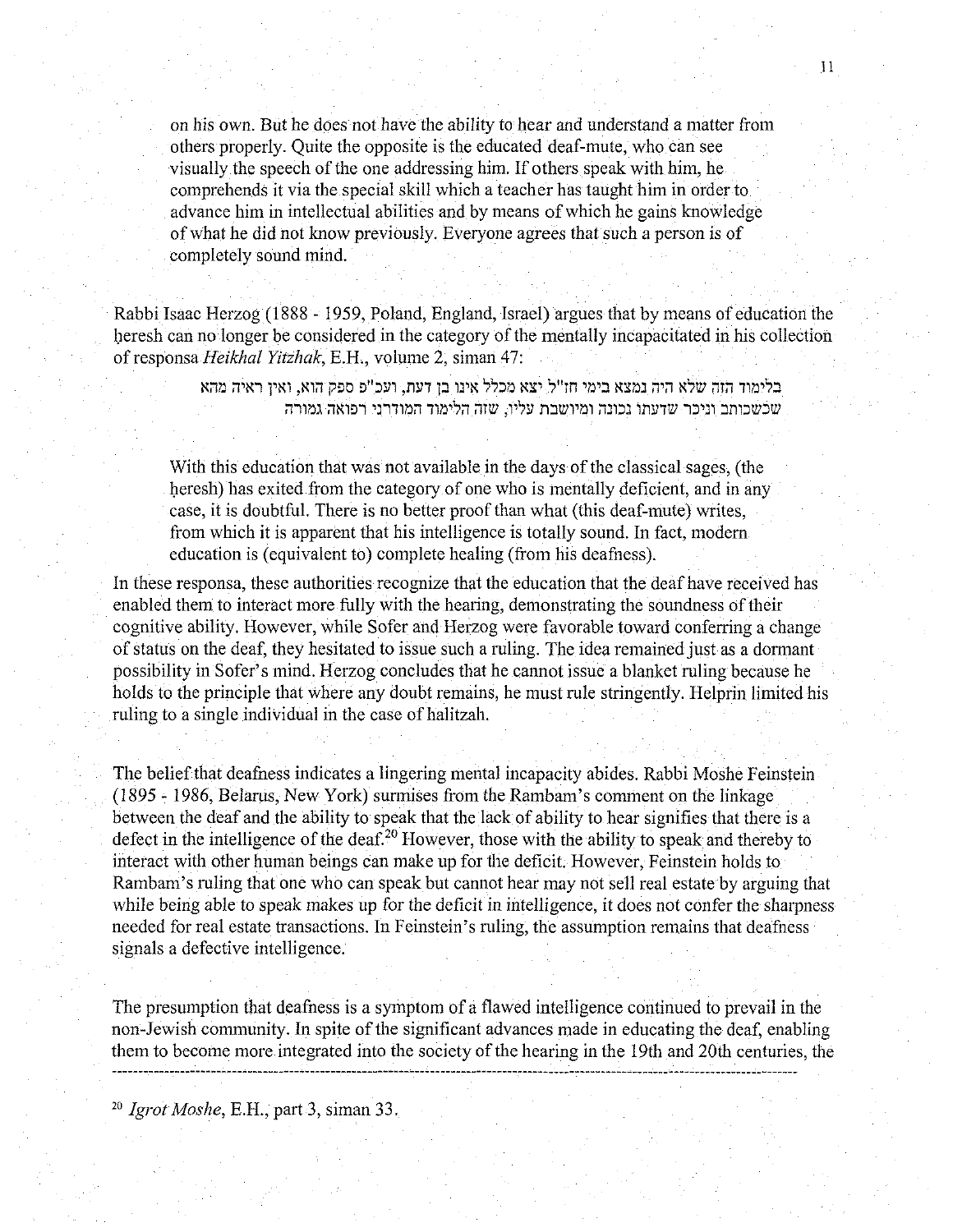on his own. But he does not have the ability to hear and understand a matter from others properly. Quite the opposite is the educated deaf-mute, who can see visually the speech of the one addressing him. If others speak with him, he comprehends it via the special skill which a teacher has taught him in order to advance him in intellectual abilities and by means of which he gains knowledge of what he did not know previously. Everyone agrees that such a person is of completely sound mind.

Rabbi Isaac Herzog (1888 - 1959, Poland, England, Israel) argues that by means of education the ḥeresh can no longer be considered in the category of the mentally incapacitated in his collection of responsa *Heikhal Yitzhak*, E.H., volume 2, siman 47:

> בלימוד הזה שלא היה נמצא בימי חז"ל יצא מכלל אינו בן דעת, ועכ"פ ספק הוא, ואין ראיה מהא שכשכותב וניכר שדעתו נכונה ומיושבת עליו, שזה הלימוד המודרני רפואה גמורה

> With this education that was not available in the days of the classical sages, (the ḥeresh) has exited from the category of one who is mentally deficient, and in any case, it is doubtful. There is no better proof than what (this deaf-mute) writes, from which it is apparent that his intelligence is totally sound. In fact, modern education is (equivalent to) complete healing (from his deafness).

In these responsa, these authorities recognize that the education that the deaf have received has enabled them to interact more fully with the hearing, demonstrating the soundness of their cognitive ability. However, while Sofer and Herzog were favorable toward conferring a change of status on the deaf, they hesitated to issue such a ruling. The idea remained just as a dormant possibility in Sofer's mind. Herzog concludes that he cannot issue a blanket ruling because he holds to the principle that where any doubt remains, he must rule stringently. Helprin limited his ruling to a single individual in the case of halitzah.

The belief that deafness indicates a lingering mental incapacity abides. Rabbi Moshe Feinstein (1895 - 1986, Belarus, New York) surmises from the Rambam's comment on the linkage between the deaf and the ability to speak that the lack of ability to hear signifies that there is a defect in the intelligence of the deaf.[20] However, those with the ability to speak and thereby to interact with other human beings can make up for the deficit. However, Feinstein holds to Rambam's ruling that one who can speak but cannot hear may not sell real estate by arguing that while being able to speak makes up for the deficit in intelligence, it does not confer the sharpness needed for real estate transactions. In Feinstein's ruling, the assumption remains that deafness signals a defective intelligence.

The presumption that deafness is a symptom of a flawed intelligence continued to prevail in the non-Jewish community. In spite of the significant advances made in educating the deaf, enabling them to become more integrated into the society of the hearing in the 19th and 20th centuries, the

---

[20] *Igrot Moshe*, E.H., part 3, siman 33.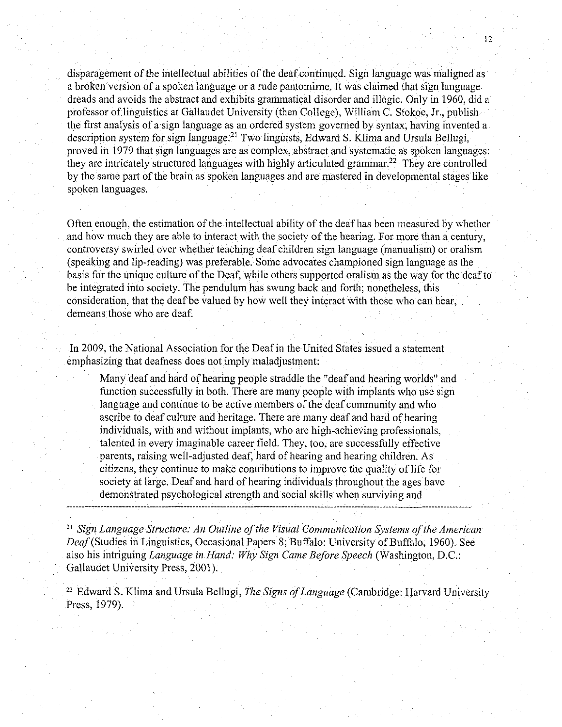disparagement of the intellectual abilities of the deaf continued. Sign language was maligned as a broken version of a spoken language or a rude pantomime. It was claimed that sign language dreads and avoids the abstract and exhibits grammatical disorder and illogic. Only in 1960, did a professor of linguistics at Gallaudet University (then College), William C. Stokoe, Jr., publish the first analysis of a sign language as an ordered system governed by syntax, having invented a description system for sign language.[21] Two linguists, Edward S. Klima and Ursula Bellugi, proved in 1979 that sign languages are as complex, abstract and systematic as spoken languages: they are intricately structured languages with highly articulated grammar.[22] They are controlled by the same part of the brain as spoken languages and are mastered in developmental stages like spoken languages.

Often enough, the estimation of the intellectual ability of the deaf has been measured by whether and how much they are able to interact with the society of the hearing. For more than a century, controversy swirled over whether teaching deaf children sign language (manualism) or oralism (speaking and lip-reading) was preferable. Some advocates championed sign language as the basis for the unique culture of the Deaf, while others supported oralism as the way for the deaf to be integrated into society. The pendulum has swung back and forth; nonetheless, this consideration, that the deaf be valued by how well they interact with those who can hear, demeans those who are deaf.

In 2009, the National Association for the Deaf in the United States issued a statement emphasizing that deafness does not imply maladjustment:

> Many deaf and hard of hearing people straddle the "deaf and hearing worlds" and function successfully in both. There are many people with implants who use sign language and continue to be active members of the deaf community and who ascribe to deaf culture and heritage. There are many deaf and hard of hearing individuals, with and without implants, who are high-achieving professionals, talented in every imaginable career field. They, too, are successfully effective parents, raising well-adjusted deaf, hard of hearing and hearing children. As citizens, they continue to make contributions to improve the quality of life for society at large. Deaf and hard of hearing individuals throughout the ages have demonstrated psychological strength and social skills when surviving and

---

[21] *Sign Language Structure: An Outline of the Visual Communication Systems of the American Deaf* (Studies in Linguistics, Occasional Papers 8; Buffalo: University of Buffalo, 1960). See also his intriguing *Language in Hand: Why Sign Came Before Speech* (Washington, D.C.: Gallaudet University Press, 2001).

[22] Edward S. Klima and Ursula Bellugi, *The Signs of Language* (Cambridge: Harvard University Press, 1979).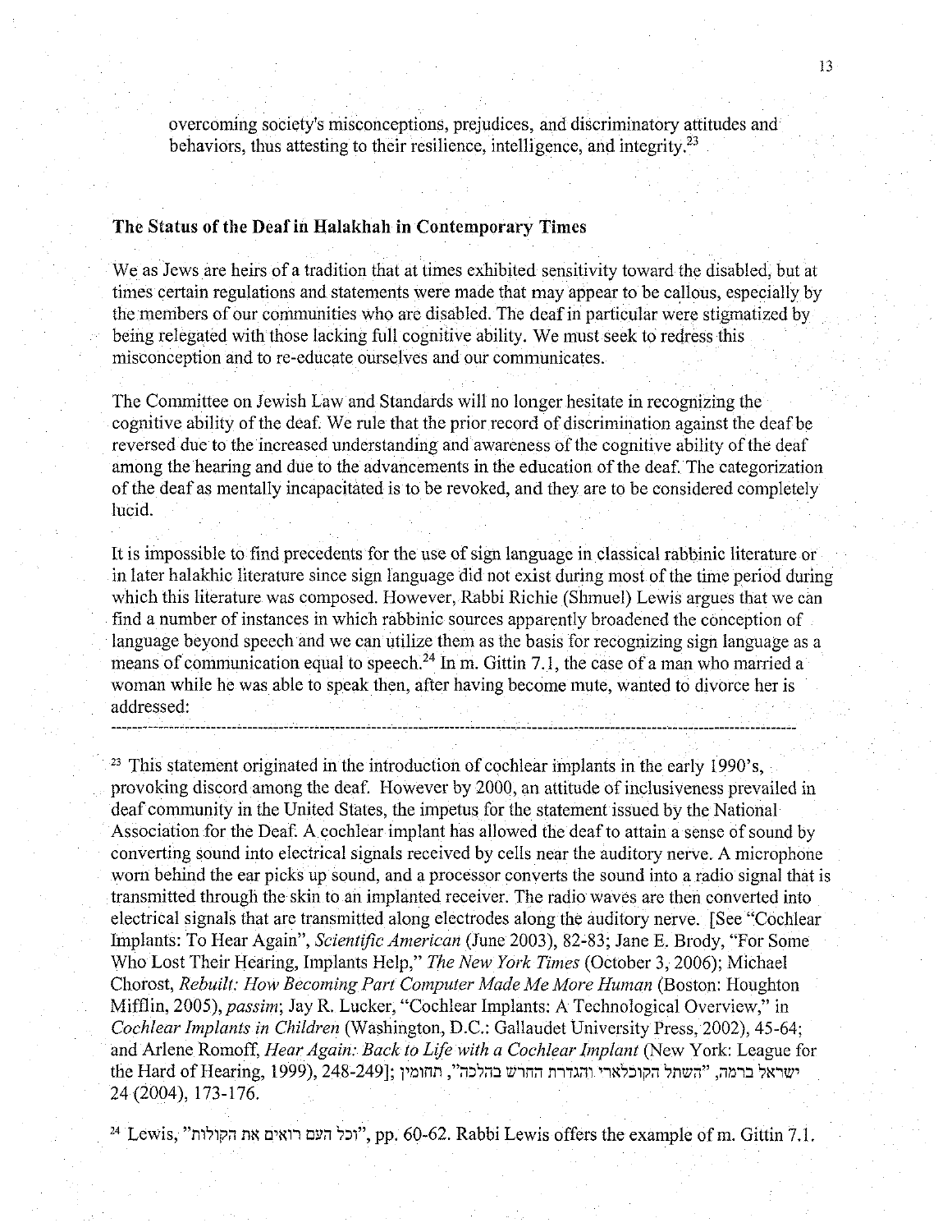overcoming society's misconceptions, prejudices, and discriminatory attitudes and behaviors, thus attesting to their resilience, intelligence, and integrity.[23]

## The Status of the Deaf in Halakhah in Contemporary Times

We as Jews are heirs of a tradition that at times exhibited sensitivity toward the disabled, but at times certain regulations and statements were made that may appear to be callous, especially by the members of our communities who are disabled. The deaf in particular were stigmatized by being relegated with those lacking full cognitive ability. We must seek to redress this misconception and to re-educate ourselves and our communicates.

The Committee on Jewish Law and Standards will no longer hesitate in recognizing the cognitive ability of the deaf. We rule that the prior record of discrimination against the deaf be reversed due to the increased understanding and awareness of the cognitive ability of the deaf among the hearing and due to the advancements in the education of the deaf. The categorization of the deaf as mentally incapacitated is to be revoked, and they are to be considered completely lucid.

It is impossible to find precedents for the use of sign language in classical rabbinic literature or in later halakhic literature since sign language did not exist during most of the time period during which this literature was composed. However, Rabbi Richie (Shmuel) Lewis argues that we can find a number of instances in which rabbinic sources apparently broadened the conception of language beyond speech and we can utilize them as the basis for recognizing sign language as a means of communication equal to speech.[24] In m. Gittin 7.1, the case of a man who married a woman while he was able to speak then, after having become mute, wanted to divorce her is addressed:

---

[23] This statement originated in the introduction of cochlear implants in the early 1990's, provoking discord among the deaf. However by 2000, an attitude of inclusiveness prevailed in deaf community in the United States, the impetus for the statement issued by the National Association for the Deaf. A cochlear implant has allowed the deaf to attain a sense of sound by converting sound into electrical signals received by cells near the auditory nerve. A microphone worn behind the ear picks up sound, and a processor converts the sound into a radio signal that is transmitted through the skin to an implanted receiver. The radio waves are then converted into electrical signals that are transmitted along electrodes along the auditory nerve. [See "Cochlear Implants: To Hear Again", *Scientific American* (June 2003), 82-83; Jane E. Brody, "For Some Who Lost Their Hearing, Implants Help," *The New York Times* (October 3, 2006); Michael Chorost, *Rebuilt: How Becoming Part Computer Made Me More Human* (Boston: Houghton Mifflin, 2005), *passim*; Jay R. Lucker, "Cochlear Implants: A Technological Overview," in *Cochlear Implants in Children* (Washington, D.C.: Gallaudet University Press, 2002), 45-64; and Arlene Romoff, *Hear Again: Back to Life with a Cochlear Implant* (New York: League for the Hard of Hearing, 1999), 248-249]; ישראל ברמה, "השתל הקוכלארי והגדרת החרש בהלכה", תחומין 24 (2004), 173-176.

[24] Lewis, "וכל העם רואים את הקולות", pp. 60-62. Rabbi Lewis offers the example of m. Gittin 7.1.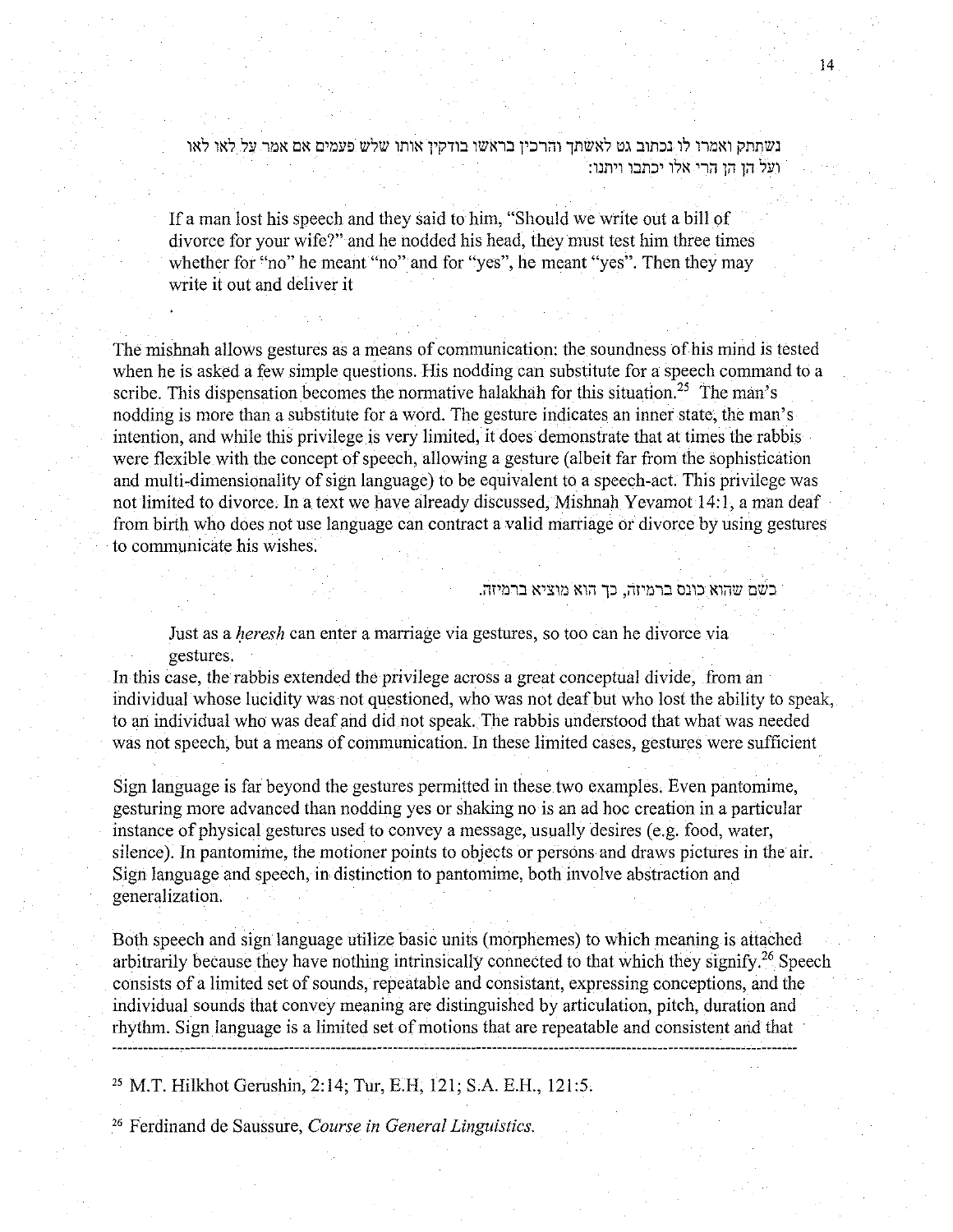נשתתק ואמרו לו נכתוב גט לאשתך והרכין בראשו בודקין אותו שלש פעמים אם אמר על לאו לאו ועל הן הן הרי אלו יכתבו ויתנו:

> If a man lost his speech and they said to him, "Should we write out a bill of divorce for your wife?" and he nodded his head, they must test him three times whether for "no" he meant "no" and for "yes", he meant "yes". Then they may write it out and deliver it

The mishnah allows gestures as a means of communication: the soundness of his mind is tested when he is asked a few simple questions. His nodding can substitute for a speech command to a scribe. This dispensation becomes the normative halakhah for this situation.[25] The man's nodding is more than a substitute for a word. The gesture indicates an inner state, the man's intention, and while this privilege is very limited, it does demonstrate that at times the rabbis were flexible with the concept of speech, allowing a gesture (albeit far from the sophistication and multi-dimensionality of sign language) to be equivalent to a speech-act. This privilege was not limited to divorce. In a text we have already discussed, Mishnah Yevamot 14:1, a man deaf from birth who does not use language can contract a valid marriage or divorce by using gestures to communicate his wishes.

כשם שהוא כונס ברמיזה, כך הוא מוציא ברמיזה.

> Just as a *ḥeresh* can enter a marriage via gestures, so too can he divorce via gestures.

In this case, the rabbis extended the privilege across a great conceptual divide, from an individual whose lucidity was not questioned, who was not deaf but who lost the ability to speak, to an individual who was deaf and did not speak. The rabbis understood that what was needed was not speech, but a means of communication. In these limited cases, gestures were sufficient

Sign language is far beyond the gestures permitted in these two examples. Even pantomime, gesturing more advanced than nodding yes or shaking no is an ad hoc creation in a particular instance of physical gestures used to convey a message, usually desires (e.g. food, water, silence). In pantomime, the motioner points to objects or persons and draws pictures in the air. Sign language and speech, in distinction to pantomime, both involve abstraction and generalization.

Both speech and sign language utilize basic units (morphemes) to which meaning is attached arbitrarily because they have nothing intrinsically connected to that which they signify.[26] Speech consists of a limited set of sounds, repeatable and consistant, expressing conceptions, and the individual sounds that convey meaning are distinguished by articulation, pitch, duration and rhythm. Sign language is a limited set of motions that are repeatable and consistent and that

---

[25] M.T. Hilkhot Gerushin, 2:14; Tur, E.H, 121; S.A. E.H., 121:5.

[26] Ferdinand de Saussure, *Course in General Linguistics.*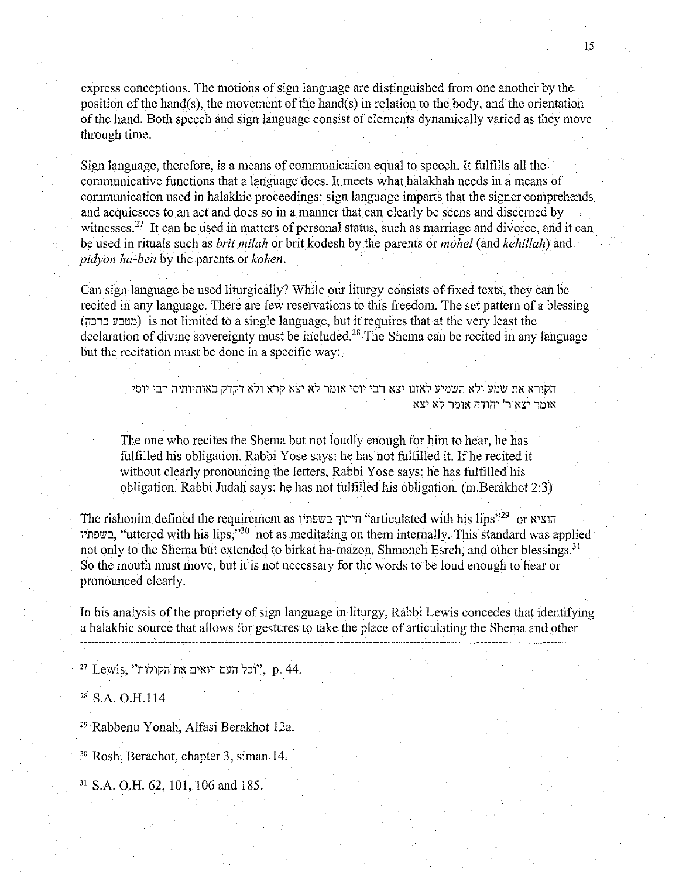express conceptions. The motions of sign language are distinguished from one another by the position of the hand(s), the movement of the hand(s) in relation to the body, and the orientation of the hand. Both speech and sign language consist of elements dynamically varied as they move through time.

Sign language, therefore, is a means of communication equal to speech. It fulfills all the communicative functions that a language does. It meets what halakhah needs in a means of communication used in halakhic proceedings: sign language imparts that the signer comprehends and acquiesces to an act and does so in a manner that can clearly be seens and discerned by witnesses.[27] It can be used in matters of personal status, such as marriage and divorce, and it can be used in rituals such as *brit milah* or brit kodesh by the parents or *mohel* (and *kehillah*) and *pidyon ha-ben* by the parents or *kohen*.

Can sign language be used liturgically? While our liturgy consists of fixed texts, they can be recited in any language. There are few reservations to this freedom. The set pattern of a blessing (מטבע ברכה) is not limited to a single language, but it requires that at the very least the declaration of divine sovereignty must be included.[28] The Shema can be recited in any language but the recitation must be done in a specific way:

> הקורא את שמע ולא השמיע לאזנו יצא רבי יוסי אומר לא יצא קרא ולא דקדק באותיותיה רבי יוסי אומר יצא ר' יהודה אומר לא יצא
>
> The one who recites the Shema but not loudly enough for him to hear, he has fulfilled his obligation. Rabbi Yose says: he has not fulfilled it. If he recited it without clearly pronouncing the letters, Rabbi Yose says: he has fulfilled his obligation. Rabbi Judah says: he has not fulfilled his obligation. (m.Berakhot 2:3)

The rishonim defined the requirement as חיתוך בשפתיו "articulated with his lips"[29] or הוציא בשפתיו, "uttered with his lips,"[30] not as meditating on them internally. This standard was applied not only to the Shema but extended to birkat ha-mazon, Shmoneh Esreh, and other blessings.[31] So the mouth must move, but it is not necessary for the words to be loud enough to hear or pronounced clearly.

In his analysis of the propriety of sign language in liturgy, Rabbi Lewis concedes that identifying a halakhic source that allows for gestures to take the place of articulating the Shema and other

---

[27] Lewis, "וכל העם רואים את הקולות", p. 44.

[28] S.A. O.H.114

[29] Rabbenu Yonah, Alfasi Berakhot 12a.

[30] Rosh, Berachot, chapter 3, siman 14.

[31] S.A. O.H. 62, 101, 106 and 185.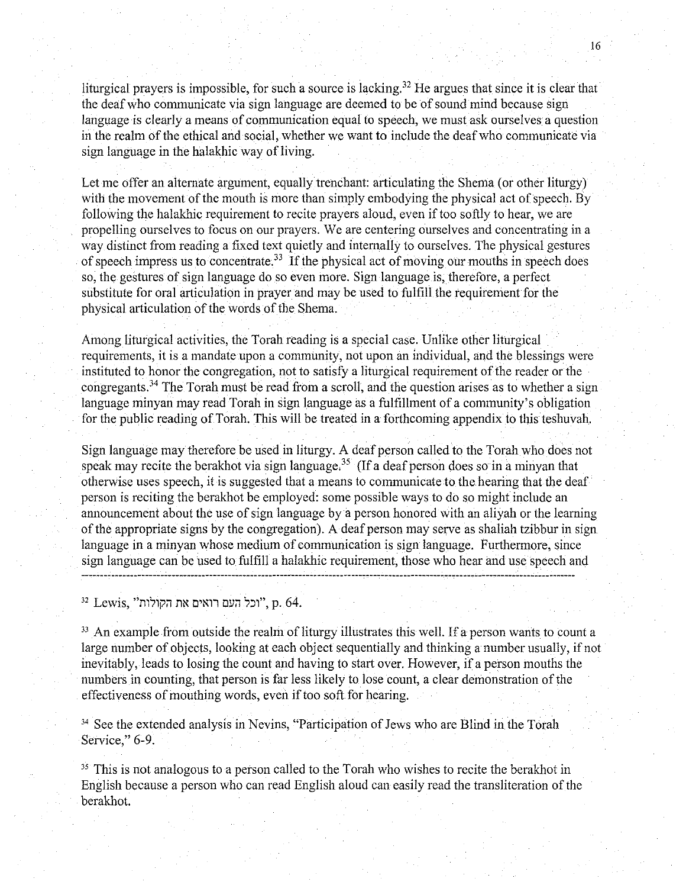liturgical prayers is impossible, for such a source is lacking.[32] He argues that since it is clear that the deaf who communicate via sign language are deemed to be of sound mind because sign language is clearly a means of communication equal to speech, we must ask ourselves a question in the realm of the ethical and social, whether we want to include the deaf who communicate via sign language in the halakhic way of living.

Let me offer an alternate argument, equally trenchant: articulating the Shema (or other liturgy) with the movement of the mouth is more than simply embodying the physical act of speech. By following the halakhic requirement to recite prayers aloud, even if too softly to hear, we are propelling ourselves to focus on our prayers. We are centering ourselves and concentrating in a way distinct from reading a fixed text quietly and internally to ourselves. The physical gestures of speech impress us to concentrate.[33] If the physical act of moving our mouths in speech does so, the gestures of sign language do so even more. Sign language is, therefore, a perfect substitute for oral articulation in prayer and may be used to fulfill the requirement for the physical articulation of the words of the Shema.

Among liturgical activities, the Torah reading is a special case. Unlike other liturgical requirements, it is a mandate upon a community, not upon an individual, and the blessings were instituted to honor the congregation, not to satisfy a liturgical requirement of the reader or the congregants.[34] The Torah must be read from a scroll, and the question arises as to whether a sign language minyan may read Torah in sign language as a fulfillment of a community's obligation for the public reading of Torah. This will be treated in a forthcoming appendix to this teshuvah.

Sign language may therefore be used in liturgy. A deaf person called to the Torah who does not speak may recite the berakhot via sign language.[35] (If a deaf person does so in a minyan that otherwise uses speech, it is suggested that a means to communicate to the hearing that the deaf person is reciting the berakhot be employed: some possible ways to do so might include an announcement about the use of sign language by a person honored with an aliyah or the learning of the appropriate signs by the congregation). A deaf person may serve as shaliah tzibbur in sign language in a minyan whose medium of communication is sign language. Furthermore, since sign language can be used to fulfill a halakhic requirement, those who hear and use speech and

---

[32] Lewis, "וכל העם רואים את הקולות", p. 64.

[33] An example from outside the realm of liturgy illustrates this well. If a person wants to count a large number of objects, looking at each object sequentially and thinking a number usually, if not inevitably, leads to losing the count and having to start over. However, if a person mouths the numbers in counting, that person is far less likely to lose count, a clear demonstration of the effectiveness of mouthing words, even if too soft for hearing.

[34] See the extended analysis in Nevins, "Participation of Jews who are Blind in the Torah Service," 6-9.

[35] This is not analogous to a person called to the Torah who wishes to recite the berakhot in English because a person who can read English aloud can easily read the transliteration of the berakhot.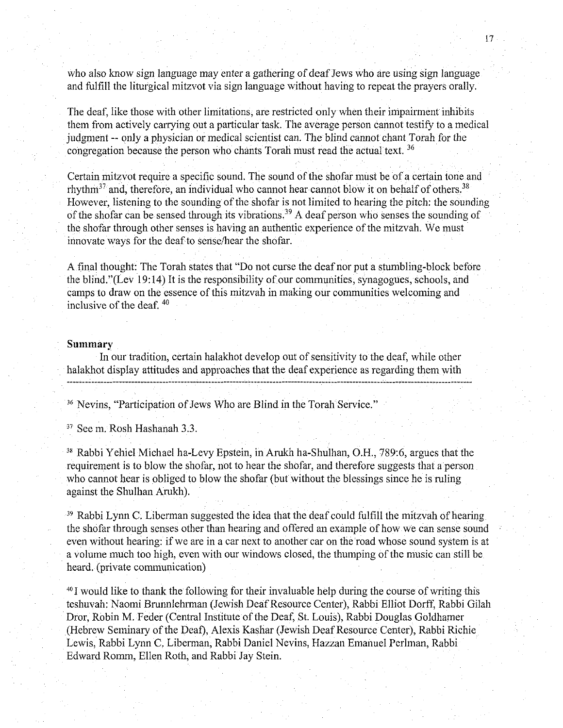who also know sign language may enter a gathering of deaf Jews who are using sign language and fulfill the liturgical mitzvot via sign language without having to repeat the prayers orally.

The deaf, like those with other limitations, are restricted only when their impairment inhibits them from actively carrying out a particular task. The average person cannot testify to a medical judgment -- only a physician or medical scientist can. The blind cannot chant Torah for the congregation because the person who chants Torah must read the actual text. [36]

Certain mitzvot require a specific sound. The sound of the shofar must be of a certain tone and rhythm[37] and, therefore, an individual who cannot hear cannot blow it on behalf of others.[38] However, listening to the sounding of the shofar is not limited to hearing the pitch: the sounding of the shofar can be sensed through its vibrations.[39] A deaf person who senses the sounding of the shofar through other senses is having an authentic experience of the mitzvah. We must innovate ways for the deaf to sense/hear the shofar.

A final thought: The Torah states that "Do not curse the deaf nor put a stumbling-block before the blind."(Lev 19:14) It is the responsibility of our communities, synagogues, schools, and camps to draw on the essence of this mitzvah in making our communities welcoming and inclusive of the deaf. [40]

**Summary**

In our tradition, certain halakhot develop out of sensitivity to the deaf, while other halakhot display attitudes and approaches that the deaf experience as regarding them with

---

[36] Nevins, "Participation of Jews Who are Blind in the Torah Service."

[37] See m. Rosh Hashanah 3.3.

[38] Rabbi Yehiel Michael ha-Levy Epstein, in Arukh ha-Shulhan, O.H., 789:6, argues that the requirement is to blow the shofar, not to hear the shofar, and therefore suggests that a person who cannot hear is obliged to blow the shofar (but without the blessings since he is ruling against the Shulhan Arukh).

[39] Rabbi Lynn C. Liberman suggested the idea that the deaf could fulfill the mitzvah of hearing the shofar through senses other than hearing and offered an example of how we can sense sound even without hearing: if we are in a car next to another car on the road whose sound system is at a volume much too high, even with our windows closed, the thumping of the music can still be heard. (private communication)

[40] I would like to thank the following for their invaluable help during the course of writing this teshuvah: Naomi Brunnlehrman (Jewish Deaf Resource Center), Rabbi Elliot Dorff, Rabbi Gilah Dror, Robin M. Feder (Central Institute of the Deaf, St. Louis), Rabbi Douglas Goldhamer (Hebrew Seminary of the Deaf), Alexis Kashar (Jewish Deaf Resource Center), Rabbi Richie Lewis, Rabbi Lynn C. Liberman, Rabbi Daniel Nevins, Hazzan Emanuel Perlman, Rabbi Edward Romm, Ellen Roth, and Rabbi Jay Stein.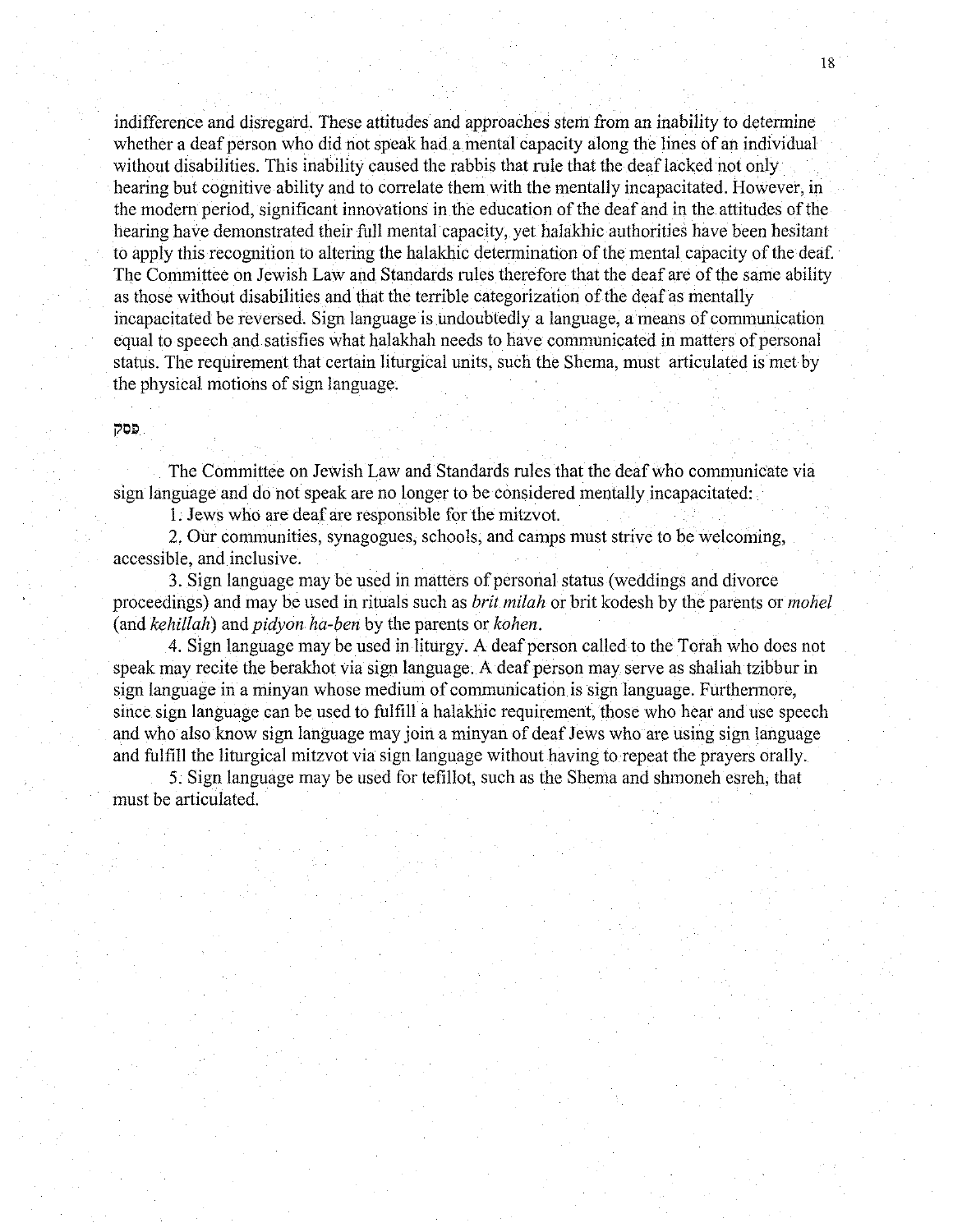indifference and disregard. These attitudes and approaches stem from an inability to determine whether a deaf person who did not speak had a mental capacity along the lines of an individual without disabilities. This inability caused the rabbis that rule that the deaf lacked not only hearing but cognitive ability and to correlate them with the mentally incapacitated. However, in the modern period, significant innovations in the education of the deaf and in the attitudes of the hearing have demonstrated their full mental capacity, yet halakhic authorities have been hesitant to apply this recognition to altering the halakhic determination of the mental capacity of the deaf. The Committee on Jewish Law and Standards rules therefore that the deaf are of the same ability as those without disabilities and that the terrible categorization of the deaf as mentally incapacitated be reversed. Sign language is undoubtedly a language, a means of communication equal to speech and satisfies what halakhah needs to have communicated in matters of personal status. The requirement that certain liturgical units, such the Shema, must articulated is met by the physical motions of sign language.

## פסק

The Committee on Jewish Law and Standards rules that the deaf who communicate via sign language and do not speak are no longer to be considered mentally incapacitated:

1. Jews who are deaf are responsible for the mitzvot.

2. Our communities, synagogues, schools, and camps must strive to be welcoming, accessible, and inclusive.

3. Sign language may be used in matters of personal status (weddings and divorce proceedings) and may be used in rituals such as *brit milah* or brit kodesh by the parents or *mohel* (and *kehillah*) and *pidyon ha-ben* by the parents or *kohen*.

4. Sign language may be used in liturgy. A deaf person called to the Torah who does not speak may recite the berakhot via sign language. A deaf person may serve as shaliah tzibbur in sign language in a minyan whose medium of communication is sign language. Furthermore, since sign language can be used to fulfill a halakhic requirement, those who hear and use speech and who also know sign language may join a minyan of deaf Jews who are using sign language and fulfill the liturgical mitzvot via sign language without having to repeat the prayers orally.

5. Sign language may be used for tefillot, such as the Shema and shmoneh esreh, that must be articulated.